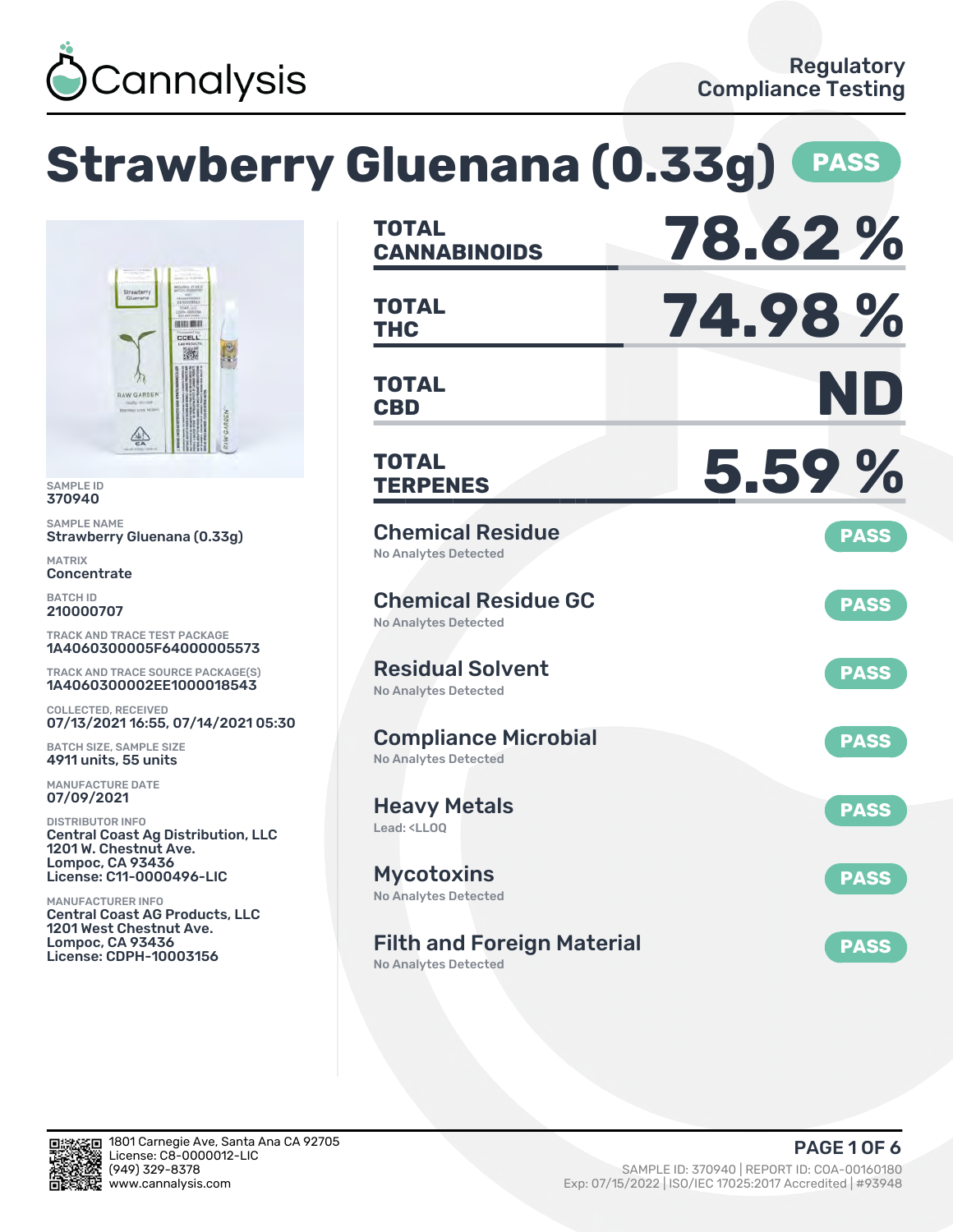Cannalysis

Regulatory Compliance Testing

# Strawberry Gluenana (0.33g) PASS

SAMPLE ID
370940

SAMPLE NAME
Strawberry Gluenana (0.33g)

MATRIX
Concentrate

BATCH ID
210000707

TRACK AND TRACE TEST PACKAGE
1A4060300005F64000005573

TRACK AND TRACE SOURCE PACKAGE(S)
1A4060300002EE1000018543

COLLECTED, RECEIVED
07/13/2021 16:55, 07/14/2021 05:30

BATCH SIZE, SAMPLE SIZE
4911 units, 55 units

MANUFACTURE DATE
07/09/2021

DISTRIBUTOR INFO
Central Coast Ag Distribution, LLC
1201 W. Chestnut Ave.
Lompoc, CA 93436
License: C11-0000496-LIC

MANUFACTURER INFO
Central Coast AG Products, LLC
1201 West Chestnut Ave.
Lompoc, CA 93436
License: CDPH-10003156

| | |
|---|---|
| **TOTAL CANNABINOIDS** | **78.62 %** |
| **TOTAL THC** | **74.98 %** |
| **TOTAL CBD** | **ND** |
| **TOTAL TERPENES** | **5.59 %** |

| Test | Result | Status |
|---|---|---|
| Chemical Residue | No Analytes Detected | PASS |
| Chemical Residue GC | No Analytes Detected | PASS |
| Residual Solvent | No Analytes Detected | PASS |
| Compliance Microbial | No Analytes Detected | PASS |
| Heavy Metals | Lead: <LLOQ | PASS |
| Mycotoxins | No Analytes Detected | PASS |
| Filth and Foreign Material | No Analytes Detected | PASS |

1801 Carnegie Ave, Santa Ana CA 92705
License: C8-0000012-LIC
(949) 329-8378
www.cannalysis.com

SAMPLE ID: 370940 | REPORT ID: COA-00160180
Exp: 07/15/2022 | ISO/IEC 17025:2017 Accredited | #93948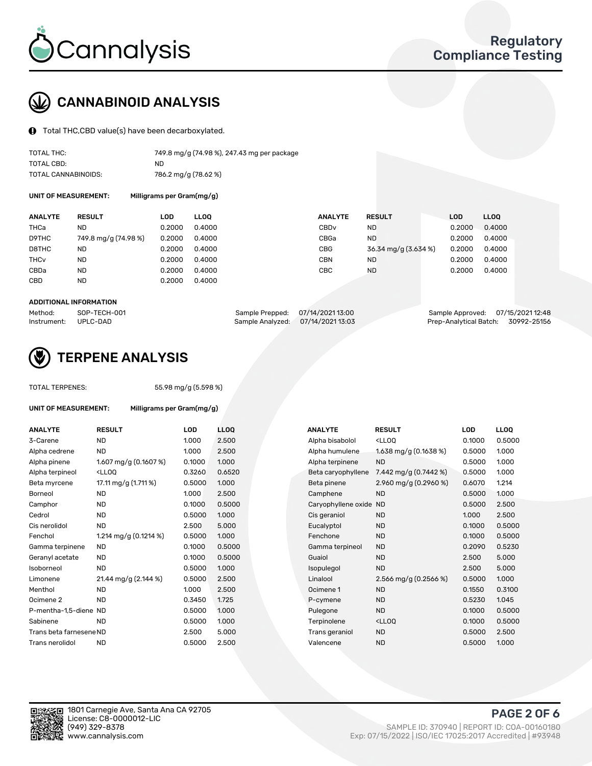# CANNABINOID ANALYSIS

Total THC,CBD value(s) have been decarboxylated.

| | |
|---|---|
| TOTAL THC: | 749.8 mg/g (74.98 %), 247.43 mg per package |
| TOTAL CBD: | ND |
| TOTAL CANNABINOIDS: | 786.2 mg/g (78.62 %) |

UNIT OF MEASUREMENT: **Milligrams per Gram(mg/g)**

| ANALYTE | RESULT | LOD | LLOQ | ANALYTE | RESULT | LOD | LLOQ |
|---|---|---|---|---|---|---|---|
| THCa | ND | 0.2000 | 0.4000 | CBDv | ND | 0.2000 | 0.4000 |
| D9THC | 749.8 mg/g (74.98 %) | 0.2000 | 0.4000 | CBGa | ND | 0.2000 | 0.4000 |
| D8THC | ND | 0.2000 | 0.4000 | CBG | 36.34 mg/g (3.634 %) | 0.2000 | 0.4000 |
| THCv | ND | 0.2000 | 0.4000 | CBN | ND | 0.2000 | 0.4000 |
| CBDa | ND | 0.2000 | 0.4000 | CBC | ND | 0.2000 | 0.4000 |
| CBD | ND | 0.2000 | 0.4000 | | | | |

**ADDITIONAL INFORMATION**

| | | | | | |
|---|---|---|---|---|---|
| Method: | SOP-TECH-001 | Sample Prepped: | 07/14/2021 13:00 | Sample Approved: | 07/15/2021 12:48 |
| Instrument: | UPLC-DAD | Sample Analyzed: | 07/14/2021 13:03 | Prep-Analytical Batch: | 30992-25156 |

# TERPENE ANALYSIS

TOTAL TERPENES: 55.98 mg/g (5.598 %)

UNIT OF MEASUREMENT: **Milligrams per Gram(mg/g)**

| ANALYTE | RESULT | LOD | LLOQ | ANALYTE | RESULT | LOD | LLOQ |
|---|---|---|---|---|---|---|---|
| 3-Carene | ND | 1.000 | 2.500 | Alpha bisabolol | <LLOQ | 0.1000 | 0.5000 |
| Alpha cedrene | ND | 1.000 | 2.500 | Alpha humulene | 1.638 mg/g (0.1638 %) | 0.5000 | 1.000 |
| Alpha pinene | 1.607 mg/g (0.1607 %) | 0.1000 | 1.000 | Alpha terpinene | ND | 0.5000 | 1.000 |
| Alpha terpineol | <LLOQ | 0.3260 | 0.6520 | Beta caryophyllene | 7.442 mg/g (0.7442 %) | 0.5000 | 1.000 |
| Beta myrcene | 17.11 mg/g (1.711 %) | 0.5000 | 1.000 | Beta pinene | 2.960 mg/g (0.2960 %) | 0.6070 | 1.214 |
| Borneol | ND | 1.000 | 2.500 | Camphene | ND | 0.5000 | 1.000 |
| Camphor | ND | 0.1000 | 0.5000 | Caryophyllene oxide | ND | 0.5000 | 2.500 |
| Cedrol | ND | 0.5000 | 1.000 | Cis geraniol | ND | 1.000 | 2.500 |
| Cis nerolidol | ND | 2.500 | 5.000 | Eucalyptol | ND | 0.1000 | 0.5000 |
| Fenchol | 1.214 mg/g (0.1214 %) | 0.5000 | 1.000 | Fenchone | ND | 0.1000 | 0.5000 |
| Gamma terpinene | ND | 0.1000 | 0.5000 | Gamma terpineol | ND | 0.2090 | 0.5230 |
| Geranyl acetate | ND | 0.1000 | 0.5000 | Guaiol | ND | 2.500 | 5.000 |
| Isoborneol | ND | 0.5000 | 1.000 | Isopulegol | ND | 2.500 | 5.000 |
| Limonene | 21.44 mg/g (2.144 %) | 0.5000 | 2.500 | Linalool | 2.566 mg/g (0.2566 %) | 0.5000 | 1.000 |
| Menthol | ND | 1.000 | 2.500 | Ocimene 1 | ND | 0.1550 | 0.3100 |
| Ocimene 2 | ND | 0.3450 | 1.725 | P-cymene | ND | 0.5230 | 1.045 |
| P-mentha-1,5-diene | ND | 0.5000 | 1.000 | Pulegone | ND | 0.1000 | 0.5000 |
| Sabinene | ND | 0.5000 | 1.000 | Terpinolene | <LLOQ | 0.1000 | 0.5000 |
| Trans beta farnesene | ND | 2.500 | 5.000 | Trans geraniol | ND | 0.5000 | 2.500 |
| Trans nerolidol | ND | 0.5000 | 2.500 | Valencene | ND | 0.5000 | 1.000 |

1801 Carnegie Ave, Santa Ana CA 92705
License: C8-0000012-LIC
(949) 329-8378
www.cannalysis.com

SAMPLE ID: 370940 | REPORT ID: COA-00160180
Exp: 07/15/2022 | ISO/IEC 17025:2017 Accredited | #93948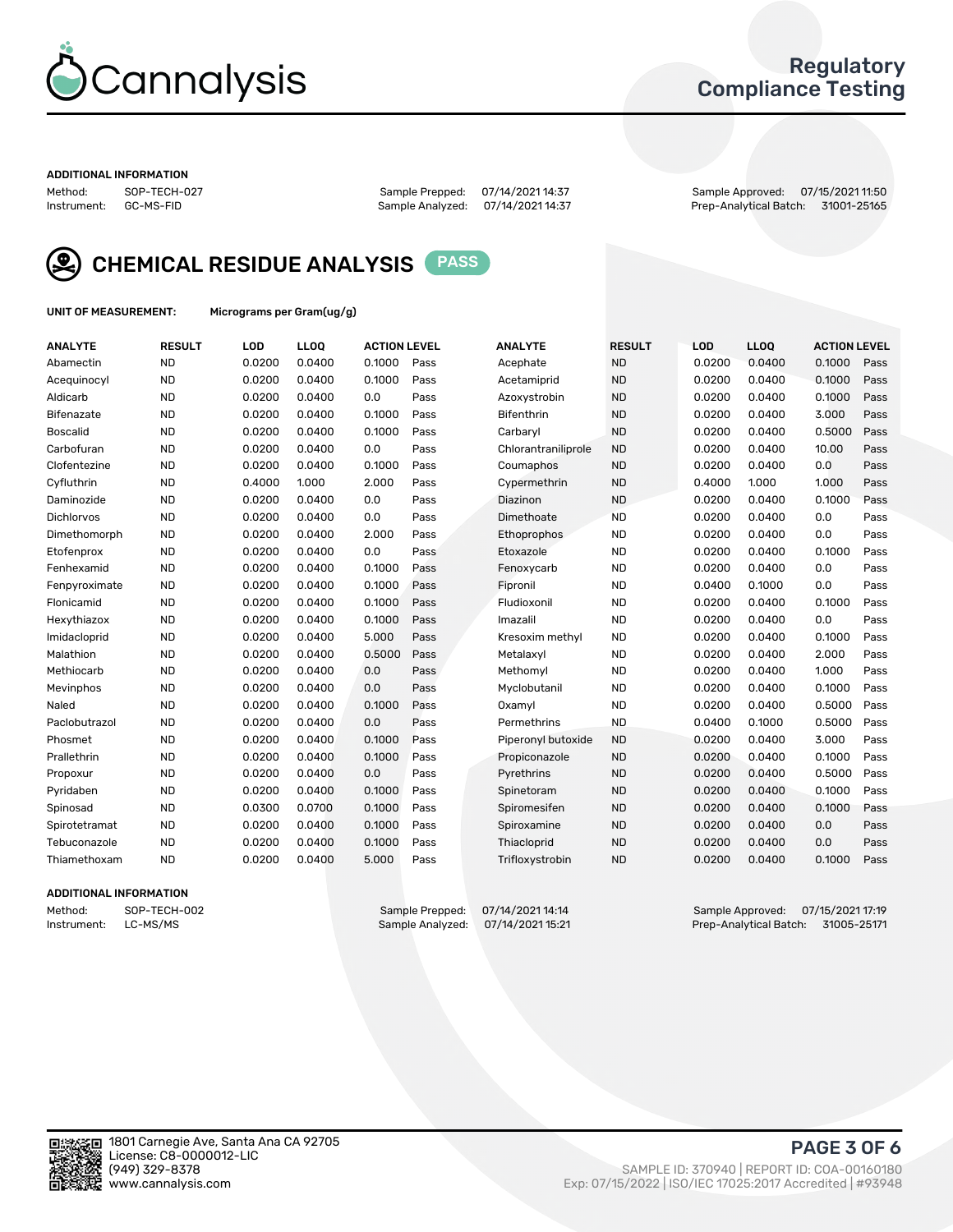# Regulatory Compliance Testing

### ADDITIONAL INFORMATION

Method: SOP-TECH-027
Instrument: GC-MS-FID

Sample Prepped: 07/14/2021 14:37
Sample Analyzed: 07/14/2021 14:37

Sample Approved: 07/15/2021 11:50
Prep-Analytical Batch: 31001-25165

## CHEMICAL RESIDUE ANALYSIS PASS

**UNIT OF MEASUREMENT:** Micrograms per Gram(ug/g)

| ANALYTE | RESULT | LOD | LLOQ | ACTION LEVEL | | ANALYTE | RESULT | LOD | LLOQ | ACTION LEVEL | |
|---|---|---|---|---|---|---|---|---|---|---|---|
| Abamectin | ND | 0.0200 | 0.0400 | 0.1000 | Pass | Acephate | ND | 0.0200 | 0.0400 | 0.1000 | Pass |
| Acequinocyl | ND | 0.0200 | 0.0400 | 0.1000 | Pass | Acetamiprid | ND | 0.0200 | 0.0400 | 0.1000 | Pass |
| Aldicarb | ND | 0.0200 | 0.0400 | 0.0 | Pass | Azoxystrobin | ND | 0.0200 | 0.0400 | 0.1000 | Pass |
| Bifenazate | ND | 0.0200 | 0.0400 | 0.1000 | Pass | Bifenthrin | ND | 0.0200 | 0.0400 | 3.000 | Pass |
| Boscalid | ND | 0.0200 | 0.0400 | 0.1000 | Pass | Carbaryl | ND | 0.0200 | 0.0400 | 0.5000 | Pass |
| Carbofuran | ND | 0.0200 | 0.0400 | 0.0 | Pass | Chlorantraniliprole | ND | 0.0200 | 0.0400 | 10.00 | Pass |
| Clofentezine | ND | 0.0200 | 0.0400 | 0.1000 | Pass | Coumaphos | ND | 0.0200 | 0.0400 | 0.0 | Pass |
| Cyfluthrin | ND | 0.4000 | 1.000 | 2.000 | Pass | Cypermethrin | ND | 0.4000 | 1.000 | 1.000 | Pass |
| Daminozide | ND | 0.0200 | 0.0400 | 0.0 | Pass | Diazinon | ND | 0.0200 | 0.0400 | 0.1000 | Pass |
| Dichlorvos | ND | 0.0200 | 0.0400 | 0.0 | Pass | Dimethoate | ND | 0.0200 | 0.0400 | 0.0 | Pass |
| Dimethomorph | ND | 0.0200 | 0.0400 | 2.000 | Pass | Ethoprophos | ND | 0.0200 | 0.0400 | 0.0 | Pass |
| Etofenprox | ND | 0.0200 | 0.0400 | 0.0 | Pass | Etoxazole | ND | 0.0200 | 0.0400 | 0.1000 | Pass |
| Fenhexamid | ND | 0.0200 | 0.0400 | 0.1000 | Pass | Fenoxycarb | ND | 0.0200 | 0.0400 | 0.0 | Pass |
| Fenpyroximate | ND | 0.0200 | 0.0400 | 0.1000 | Pass | Fipronil | ND | 0.0400 | 0.1000 | 0.0 | Pass |
| Flonicamid | ND | 0.0200 | 0.0400 | 0.1000 | Pass | Fludioxonil | ND | 0.0200 | 0.0400 | 0.1000 | Pass |
| Hexythiazox | ND | 0.0200 | 0.0400 | 0.1000 | Pass | Imazalil | ND | 0.0200 | 0.0400 | 0.0 | Pass |
| Imidacloprid | ND | 0.0200 | 0.0400 | 5.000 | Pass | Kresoxim methyl | ND | 0.0200 | 0.0400 | 0.1000 | Pass |
| Malathion | ND | 0.0200 | 0.0400 | 0.5000 | Pass | Metalaxyl | ND | 0.0200 | 0.0400 | 2.000 | Pass |
| Methiocarb | ND | 0.0200 | 0.0400 | 0.0 | Pass | Methomyl | ND | 0.0200 | 0.0400 | 1.000 | Pass |
| Mevinphos | ND | 0.0200 | 0.0400 | 0.0 | Pass | Myclobutanil | ND | 0.0200 | 0.0400 | 0.1000 | Pass |
| Naled | ND | 0.0200 | 0.0400 | 0.1000 | Pass | Oxamyl | ND | 0.0200 | 0.0400 | 0.5000 | Pass |
| Paclobutrazol | ND | 0.0200 | 0.0400 | 0.0 | Pass | Permethrins | ND | 0.0400 | 0.1000 | 0.5000 | Pass |
| Phosmet | ND | 0.0200 | 0.0400 | 0.1000 | Pass | Piperonyl butoxide | ND | 0.0200 | 0.0400 | 3.000 | Pass |
| Prallethrin | ND | 0.0200 | 0.0400 | 0.1000 | Pass | Propiconazole | ND | 0.0200 | 0.0400 | 0.1000 | Pass |
| Propoxur | ND | 0.0200 | 0.0400 | 0.0 | Pass | Pyrethrins | ND | 0.0200 | 0.0400 | 0.5000 | Pass |
| Pyridaben | ND | 0.0200 | 0.0400 | 0.1000 | Pass | Spinetoram | ND | 0.0200 | 0.0400 | 0.1000 | Pass |
| Spinosad | ND | 0.0300 | 0.0700 | 0.1000 | Pass | Spiromesifen | ND | 0.0200 | 0.0400 | 0.1000 | Pass |
| Spirotetramat | ND | 0.0200 | 0.0400 | 0.1000 | Pass | Spiroxamine | ND | 0.0200 | 0.0400 | 0.0 | Pass |
| Tebuconazole | ND | 0.0200 | 0.0400 | 0.1000 | Pass | Thiacloprid | ND | 0.0200 | 0.0400 | 0.0 | Pass |
| Thiamethoxam | ND | 0.0200 | 0.0400 | 5.000 | Pass | Trifloxystrobin | ND | 0.0200 | 0.0400 | 0.1000 | Pass |

### ADDITIONAL INFORMATION

Method: SOP-TECH-002
Instrument: LC-MS/MS

Sample Prepped: 07/14/2021 14:14
Sample Analyzed: 07/14/2021 15:21

Sample Approved: 07/15/2021 17:19
Prep-Analytical Batch: 31005-25171

1801 Carnegie Ave, Santa Ana CA 92705
License: C8-0000012-LIC
(949) 329-8378
www.cannalysis.com

SAMPLE ID: 370940 | REPORT ID: COA-00160180
Exp: 07/15/2022 | ISO/IEC 17025:2017 Accredited | #93948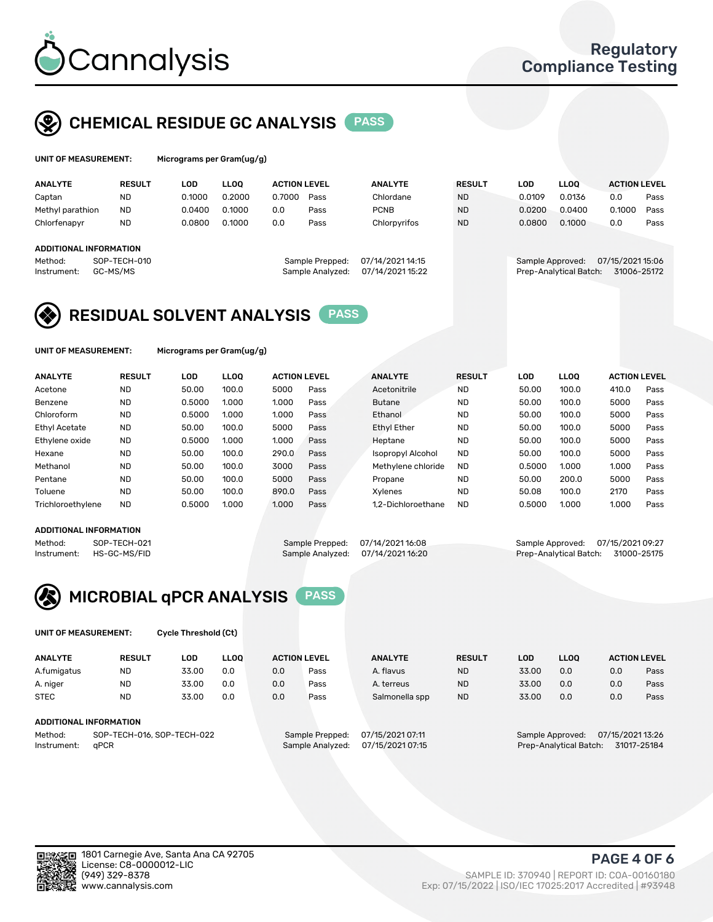# Cannalysis

Regulatory Compliance Testing

## CHEMICAL RESIDUE GC ANALYSIS PASS

**UNIT OF MEASUREMENT:** Micrograms per Gram(ug/g)

| ANALYTE | RESULT | LOD | LLOQ | ACTION LEVEL | | ANALYTE | RESULT | LOD | LLOQ | ACTION LEVEL | |
|---|---|---|---|---|---|---|---|---|---|---|---|
| Captan | ND | 0.1000 | 0.2000 | 0.7000 | Pass | Chlordane | ND | 0.0109 | 0.0136 | 0.0 | Pass |
| Methyl parathion | ND | 0.0400 | 0.1000 | 0.0 | Pass | PCNB | ND | 0.0200 | 0.0400 | 0.1000 | Pass |
| Chlorfenapyr | ND | 0.0800 | 0.1000 | 0.0 | Pass | Chlorpyrifos | ND | 0.0800 | 0.1000 | 0.0 | Pass |

**ADDITIONAL INFORMATION**

Method: SOP-TECH-010
Instrument: GC-MS/MS
Sample Prepped: 07/14/2021 14:15
Sample Analyzed: 07/14/2021 15:22
Sample Approved: 07/15/2021 15:06
Prep-Analytical Batch: 31006-25172

## RESIDUAL SOLVENT ANALYSIS PASS

**UNIT OF MEASUREMENT:** Micrograms per Gram(ug/g)

| ANALYTE | RESULT | LOD | LLOQ | ACTION LEVEL | | ANALYTE | RESULT | LOD | LLOQ | ACTION LEVEL | |
|---|---|---|---|---|---|---|---|---|---|---|---|
| Acetone | ND | 50.00 | 100.0 | 5000 | Pass | Acetonitrile | ND | 50.00 | 100.0 | 410.0 | Pass |
| Benzene | ND | 0.5000 | 1.000 | 1.000 | Pass | Butane | ND | 50.00 | 100.0 | 5000 | Pass |
| Chloroform | ND | 0.5000 | 1.000 | 1.000 | Pass | Ethanol | ND | 50.00 | 100.0 | 5000 | Pass |
| Ethyl Acetate | ND | 50.00 | 100.0 | 5000 | Pass | Ethyl Ether | ND | 50.00 | 100.0 | 5000 | Pass |
| Ethylene oxide | ND | 0.5000 | 1.000 | 1.000 | Pass | Heptane | ND | 50.00 | 100.0 | 5000 | Pass |
| Hexane | ND | 50.00 | 100.0 | 290.0 | Pass | Isopropyl Alcohol | ND | 50.00 | 100.0 | 5000 | Pass |
| Methanol | ND | 50.00 | 100.0 | 3000 | Pass | Methylene chloride | ND | 0.5000 | 1.000 | 1.000 | Pass |
| Pentane | ND | 50.00 | 100.0 | 5000 | Pass | Propane | ND | 50.00 | 200.0 | 5000 | Pass |
| Toluene | ND | 50.00 | 100.0 | 890.0 | Pass | Xylenes | ND | 50.08 | 100.0 | 2170 | Pass |
| Trichloroethylene | ND | 0.5000 | 1.000 | 1.000 | Pass | 1,2-Dichloroethane | ND | 0.5000 | 1.000 | 1.000 | Pass |

**ADDITIONAL INFORMATION**

Method: SOP-TECH-021
Instrument: HS-GC-MS/FID
Sample Prepped: 07/14/2021 16:08
Sample Analyzed: 07/14/2021 16:20
Sample Approved: 07/15/2021 09:27
Prep-Analytical Batch: 31000-25175

## MICROBIAL qPCR ANALYSIS PASS

**UNIT OF MEASUREMENT:** Cycle Threshold (Ct)

| ANALYTE | RESULT | LOD | LLOQ | ACTION LEVEL | | ANALYTE | RESULT | LOD | LLOQ | ACTION LEVEL | |
|---|---|---|---|---|---|---|---|---|---|---|---|
| A.fumigatus | ND | 33.00 | 0.0 | 0.0 | Pass | A. flavus | ND | 33.00 | 0.0 | 0.0 | Pass |
| A. niger | ND | 33.00 | 0.0 | 0.0 | Pass | A. terreus | ND | 33.00 | 0.0 | 0.0 | Pass |
| STEC | ND | 33.00 | 0.0 | 0.0 | Pass | Salmonella spp | ND | 33.00 | 0.0 | 0.0 | Pass |

**ADDITIONAL INFORMATION**

Method: SOP-TECH-016, SOP-TECH-022
Instrument: qPCR
Sample Prepped: 07/15/2021 07:11
Sample Analyzed: 07/15/2021 07:15
Sample Approved: 07/15/2021 13:26
Prep-Analytical Batch: 31017-25184

1801 Carnegie Ave, Santa Ana CA 92705
License: C8-0000012-LIC
(949) 329-8378
www.cannalysis.com

SAMPLE ID: 370940 | REPORT ID: COA-00160180
Exp: 07/15/2022 | ISO/IEC 17025:2017 Accredited | #93948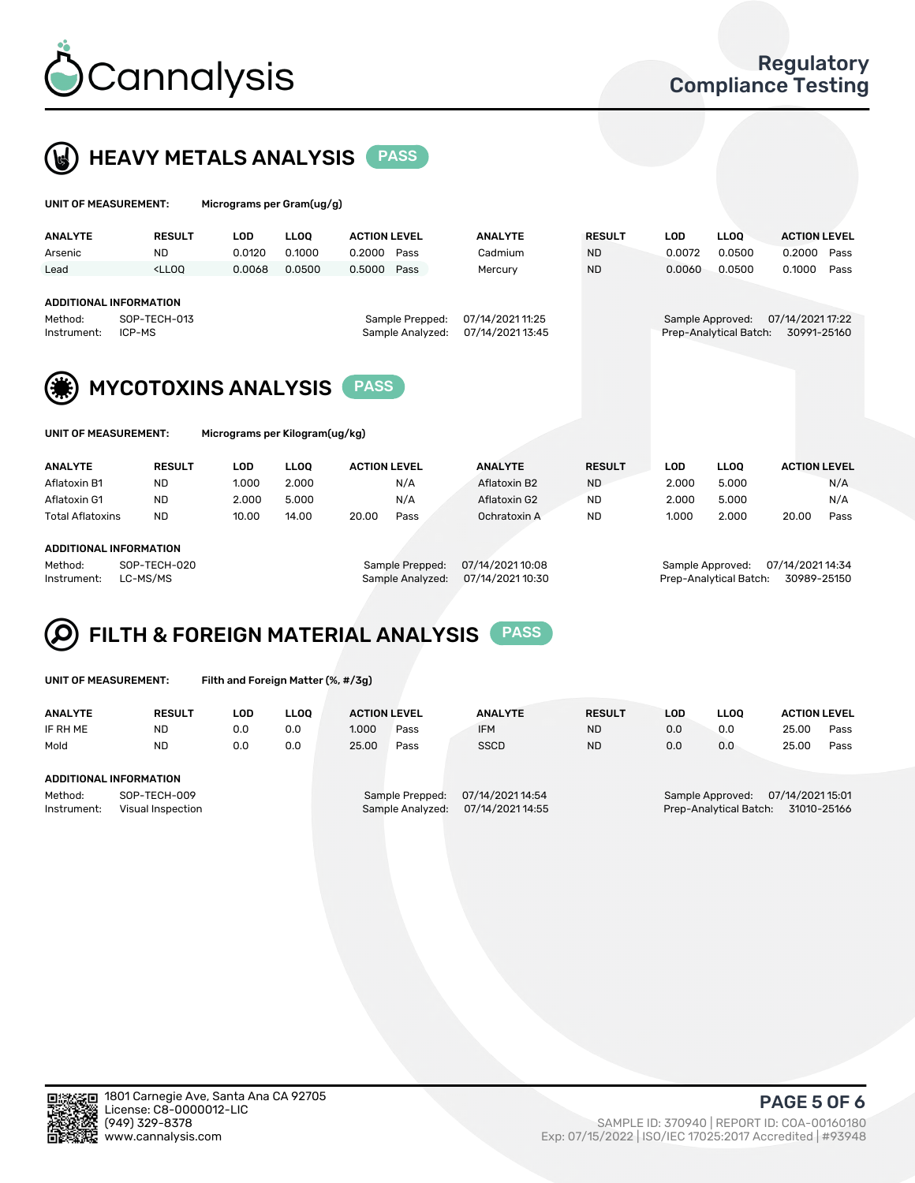# Cannalysis

## Regulatory Compliance Testing

## HEAVY METALS ANALYSIS PASS

**UNIT OF MEASUREMENT:** Micrograms per Gram(ug/g)

| ANALYTE | RESULT | LOD | LLOQ | ACTION LEVEL | | ANALYTE | RESULT | LOD | LLOQ | ACTION LEVEL | |
|---|---|---|---|---|---|---|---|---|---|---|---|
| Arsenic | ND | 0.0120 | 0.1000 | 0.2000 | Pass | Cadmium | ND | 0.0072 | 0.0500 | 0.2000 | Pass |
| Lead | <LLOQ | 0.0068 | 0.0500 | 0.5000 | Pass | Mercury | ND | 0.0060 | 0.0500 | 0.1000 | Pass |

**ADDITIONAL INFORMATION**

Method: SOP-TECH-013
Instrument: ICP-MS
Sample Prepped: 07/14/2021 11:25
Sample Analyzed: 07/14/2021 13:45
Sample Approved: 07/14/2021 17:22
Prep-Analytical Batch: 30991-25160

## MYCOTOXINS ANALYSIS PASS

**UNIT OF MEASUREMENT:** Micrograms per Kilogram(ug/kg)

| ANALYTE | RESULT | LOD | LLOQ | ACTION LEVEL | | ANALYTE | RESULT | LOD | LLOQ | ACTION LEVEL | |
|---|---|---|---|---|---|---|---|---|---|---|---|
| Aflatoxin B1 | ND | 1.000 | 2.000 | | N/A | Aflatoxin B2 | ND | 2.000 | 5.000 | | N/A |
| Aflatoxin G1 | ND | 2.000 | 5.000 | | N/A | Aflatoxin G2 | ND | 2.000 | 5.000 | | N/A |
| Total Aflatoxins | ND | 10.00 | 14.00 | 20.00 | Pass | Ochratoxin A | ND | 1.000 | 2.000 | 20.00 | Pass |

**ADDITIONAL INFORMATION**

Method: SOP-TECH-020
Instrument: LC-MS/MS
Sample Prepped: 07/14/2021 10:08
Sample Analyzed: 07/14/2021 10:30
Sample Approved: 07/14/2021 14:34
Prep-Analytical Batch: 30989-25150

## FILTH & FOREIGN MATERIAL ANALYSIS PASS

**UNIT OF MEASUREMENT:** Filth and Foreign Matter (%, #/3g)

| ANALYTE | RESULT | LOD | LLOQ | ACTION LEVEL | | ANALYTE | RESULT | LOD | LLOQ | ACTION LEVEL | |
|---|---|---|---|---|---|---|---|---|---|---|---|
| IF RH ME | ND | 0.0 | 0.0 | 1.000 | Pass | IFM | ND | 0.0 | 0.0 | 25.00 | Pass |
| Mold | ND | 0.0 | 0.0 | 25.00 | Pass | SSCD | ND | 0.0 | 0.0 | 25.00 | Pass |

**ADDITIONAL INFORMATION**

Method: SOP-TECH-009
Instrument: Visual Inspection
Sample Prepped: 07/14/2021 14:54
Sample Analyzed: 07/14/2021 14:55
Sample Approved: 07/14/2021 15:01
Prep-Analytical Batch: 31010-25166

1801 Carnegie Ave, Santa Ana CA 92705
License: C8-0000012-LIC
(949) 329-8378
www.cannalysis.com

SAMPLE ID: 370940 | REPORT ID: COA-00160180
Exp: 07/15/2022 | ISO/IEC 17025:2017 Accredited | #93948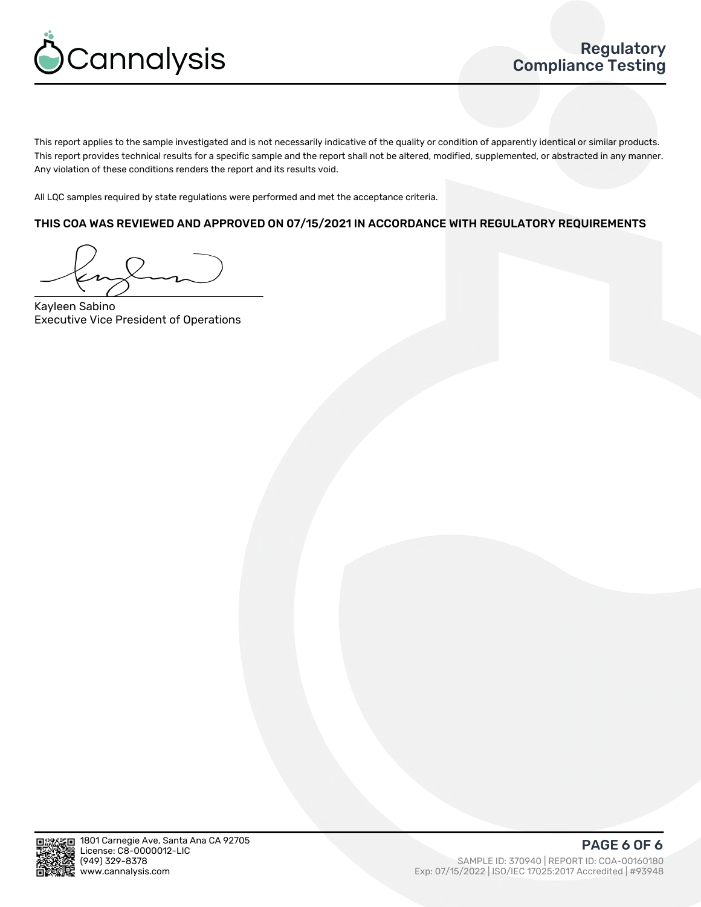This report applies to the sample investigated and is not necessarily indicative of the quality or condition of apparently identical or similar products. This report provides technical results for a specific sample and the report shall not be altered, modified, supplemented, or abstracted in any manner. Any violation of these conditions renders the report and its results void.

All LQC samples required by state regulations were performed and met the acceptance criteria.

**THIS COA WAS REVIEWED AND APPROVED ON 07/15/2021 IN ACCORDANCE WITH REGULATORY REQUIREMENTS**

Kayleen Sabino
Executive Vice President of Operations